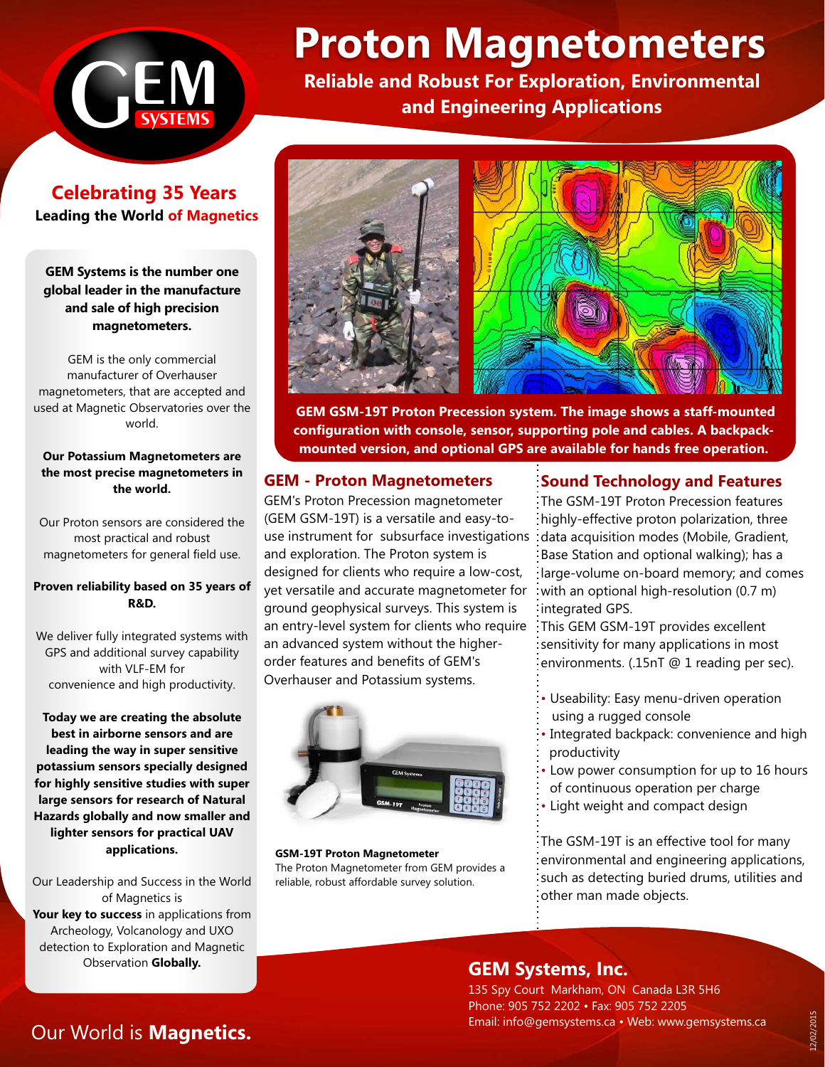# Proton Magnetometers

**Reliable and Robust For Exploration, Environmental and Engineering Applications**

## Celebrating 35 Years

**Leading the World of Magnetics**

**GEM Systems is the number one global leader in the manufacture and sale of high precision magnetometers.**

GEM is the only commercial manufacturer of Overhauser magnetometers, that are accepted and used at Magnetic Observatories over the world.

**Our Potassium Magnetometers are the most precise magnetometers in the world.**

Our Proton sensors are considered the most practical and robust magnetometers for general field use.

**Proven reliability based on 35 years of R&D.**

We deliver fully integrated systems with GPS and additional survey capability with VLF-EM for convenience and high productivity.

**Today we are creating the absolute best in airborne sensors and are leading the way in super sensitive potassium sensors specially designed for highly sensitive studies with super large sensors for research of Natural Hazards globally and now smaller and lighter sensors for practical UAV applications.**

Our Leadership and Success in the World of Magnetics is
**Your key to success** in applications from Archeology, Volcanology and UXO detection to Exploration and Magnetic Observation **Globally.**

**GEM GSM-19T Proton Precession system. The image shows a staff-mounted configuration with console, sensor, supporting pole and cables. A backpack-mounted version, and optional GPS are available for hands free operation.**

## GEM - Proton Magnetometers

GEM's Proton Precession magnetometer (GEM GSM-19T) is a versatile and easy-to-use instrument for subsurface investigations and exploration. The Proton system is designed for clients who require a low-cost, yet versatile and accurate magnetometer for ground geophysical surveys. This system is an entry-level system for clients who require an advanced system without the higher-order features and benefits of GEM's Overhauser and Potassium systems.

**GSM-19T Proton Magnetometer**
The Proton Magnetometer from GEM provides a reliable, robust affordable survey solution.

## Sound Technology and Features

The GSM-19T Proton Precession features highly-effective proton polarization, three data acquisition modes (Mobile, Gradient, Base Station and optional walking); has a large-volume on-board memory; and comes with an optional high-resolution (0.7 m) integrated GPS.

This GEM GSM-19T provides excellent sensitivity for many applications in most environments. (.15nT @ 1 reading per sec).

- Useability: Easy menu-driven operation using a rugged console
- Integrated backpack: convenience and high productivity
- Low power consumption for up to 16 hours of continuous operation per charge
- Light weight and compact design

The GSM-19T is an effective tool for many environmental and engineering applications, such as detecting buried drums, utilities and other man made objects.

**GEM Systems, Inc.**
135 Spy Court Markham, ON Canada L3R 5H6
Phone: 905 752 2202 • Fax: 905 752 2205
Email: info@gemsystems.ca • Web: www.gemsystems.ca

Our World is **Magnetics.**

12/02/2015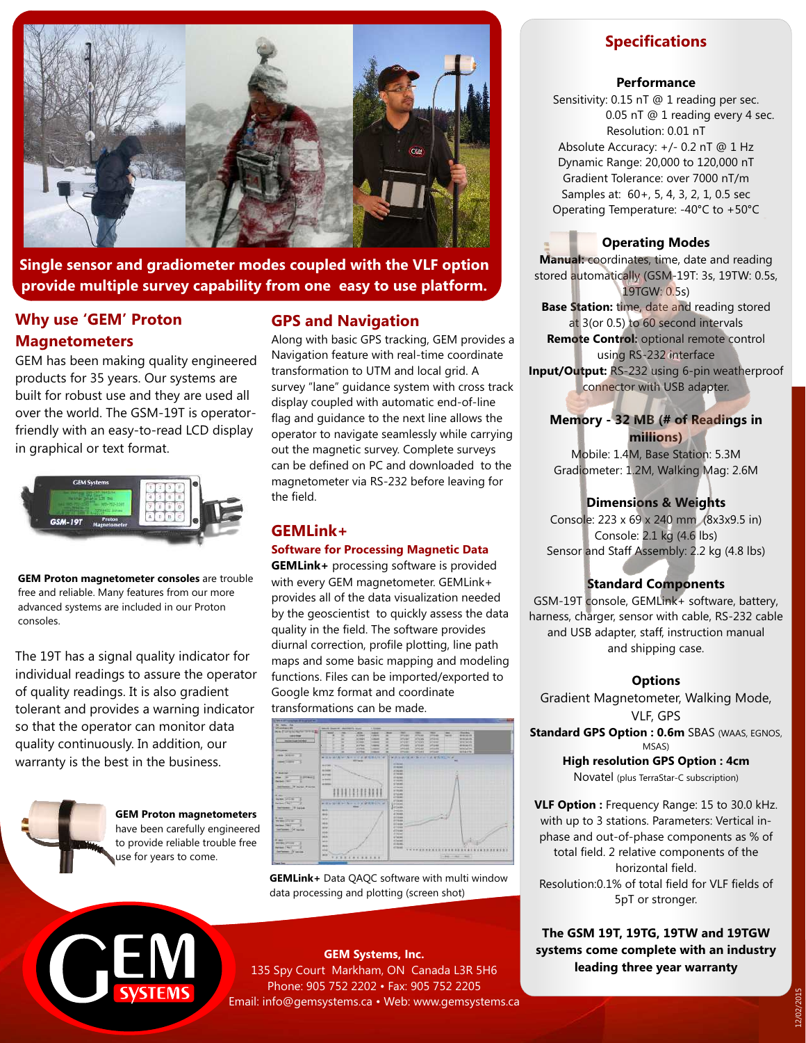**Single sensor and gradiometer modes coupled with the VLF option provide multiple survey capability from one easy to use platform.**

## Why use 'GEM' Proton Magnetometers

GEM has been making quality engineered products for 35 years. Our systems are built for robust use and they are used all over the world. The GSM-19T is operator-friendly with an easy-to-read LCD display in graphical or text format.

**GEM Proton magnetometer consoles** are trouble free and reliable. Many features from our more advanced systems are included in our Proton consoles.

The 19T has a signal quality indicator for individual readings to assure the operator of quality readings. It is also gradient tolerant and provides a warning indicator so that the operator can monitor data quality continuously. In addition, our warranty is the best in the business.

**GEM Proton magnetometers** have been carefully engineered to provide reliable trouble free use for years to come.

## GPS and Navigation

Along with basic GPS tracking, GEM provides a Navigation feature with real-time coordinate transformation to UTM and local grid. A survey "lane" guidance system with cross track display coupled with automatic end-of-line flag and guidance to the next line allows the operator to navigate seamlessly while carrying out the magnetic survey. Complete surveys can be defined on PC and downloaded to the magnetometer via RS-232 before leaving for the field.

## GEMLink+

### Software for Processing Magnetic Data

**GEMLink+** processing software is provided with every GEM magnetometer. GEMLink+ provides all of the data visualization needed by the geoscientist to quickly assess the data quality in the field. The software provides diurnal correction, profile plotting, line path maps and some basic mapping and modeling functions. Files can be imported/exported to Google kmz format and coordinate transformations can be made.

**GEMLink+** Data QAQC software with multi window data processing and plotting (screen shot)

**GEM Systems, Inc.**
135 Spy Court Markham, ON Canada L3R 5H6
Phone: 905 752 2202 • Fax: 905 752 2205
Email: info@gemsystems.ca • Web: www.gemsystems.ca

## Specifications

### Performance

Sensitivity: 0.15 nT @ 1 reading per sec.
0.05 nT @ 1 reading every 4 sec.
Resolution: 0.01 nT
Absolute Accuracy: +/- 0.2 nT @ 1 Hz
Dynamic Range: 20,000 to 120,000 nT
Gradient Tolerance: over 7000 nT/m
Samples at: 60+, 5, 4, 3, 2, 1, 0.5 sec
Operating Temperature: -40°C to +50°C

### Operating Modes

**Manual:** coordinates, time, date and reading stored automatically (GSM-19T: 3s, 19TW: 0.5s, 19TGW: 0.5s)
**Base Station:** time, date and reading stored at 3(or 0.5) to 60 second intervals
**Remote Control:** optional remote control using RS-232 interface
**Input/Output:** RS-232 using 6-pin weatherproof connector with USB adapter.

### Memory - 32 MB (# of Readings in millions)

Mobile: 1.4M, Base Station: 5.3M
Gradiometer: 1.2M, Walking Mag: 2.6M

### Dimensions & Weights

Console: 223 x 69 x 240 mm (8x3x9.5 in)
Console: 2.1 kg (4.6 lbs)
Sensor and Staff Assembly: 2.2 kg (4.8 lbs)

### Standard Components

GSM-19T console, GEMLink+ software, battery, harness, charger, sensor with cable, RS-232 cable and USB adapter, staff, instruction manual and shipping case.

### Options

Gradient Magnetometer, Walking Mode, VLF, GPS
**Standard GPS Option : 0.6m** SBAS (WAAS, EGNOS, MSAS)
**High resolution GPS Option : 4cm**
Novatel (plus TerraStar-C subscription)

**VLF Option :** Frequency Range: 15 to 30.0 kHz. with up to 3 stations. Parameters: Vertical in-phase and out-of-phase components as % of total field. 2 relative components of the horizontal field.
Resolution:0.1% of total field for VLF fields of 5pT or stronger.

**The GSM 19T, 19TG, 19TW and 19TGW systems come complete with an industry leading three year warranty**

12/02/2015